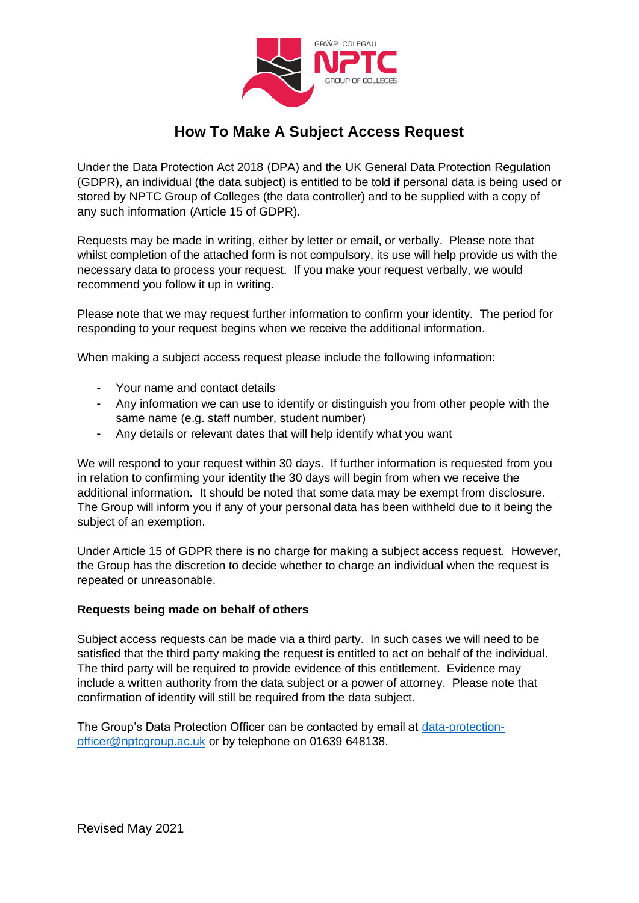# How To Make A Subject Access Request

Under the Data Protection Act 2018 (DPA) and the UK General Data Protection Regulation (GDPR), an individual (the data subject) is entitled to be told if personal data is being used or stored by NPTC Group of Colleges (the data controller) and to be supplied with a copy of any such information (Article 15 of GDPR).

Requests may be made in writing, either by letter or email, or verbally. Please note that whilst completion of the attached form is not compulsory, its use will help provide us with the necessary data to process your request. If you make your request verbally, we would recommend you follow it up in writing.

Please note that we may request further information to confirm your identity. The period for responding to your request begins when we receive the additional information.

When making a subject access request please include the following information:

- Your name and contact details
- Any information we can use to identify or distinguish you from other people with the same name (e.g. staff number, student number)
- Any details or relevant dates that will help identify what you want

We will respond to your request within 30 days. If further information is requested from you in relation to confirming your identity the 30 days will begin from when we receive the additional information. It should be noted that some data may be exempt from disclosure. The Group will inform you if any of your personal data has been withheld due to it being the subject of an exemption.

Under Article 15 of GDPR there is no charge for making a subject access request. However, the Group has the discretion to decide whether to charge an individual when the request is repeated or unreasonable.

**Requests being made on behalf of others**

Subject access requests can be made via a third party. In such cases we will need to be satisfied that the third party making the request is entitled to act on behalf of the individual. The third party will be required to provide evidence of this entitlement. Evidence may include a written authority from the data subject or a power of attorney. Please note that confirmation of identity will still be required from the data subject.

The Group's Data Protection Officer can be contacted by email at data-protection-officer@nptcgroup.ac.uk or by telephone on 01639 648138.

Revised May 2021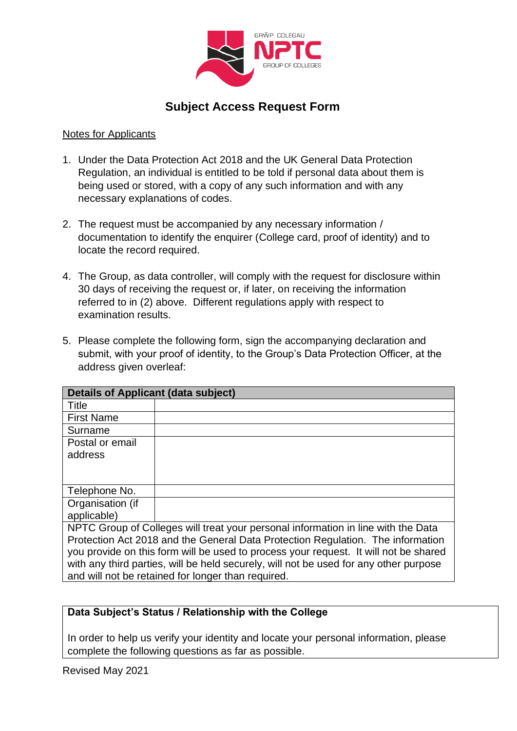# Subject Access Request Form

Notes for Applicants

1. Under the Data Protection Act 2018 and the UK General Data Protection Regulation, an individual is entitled to be told if personal data about them is being used or stored, with a copy of any such information and with any necessary explanations of codes.

2. The request must be accompanied by any necessary information / documentation to identify the enquirer (College card, proof of identity) and to locate the record required.

4. The Group, as data controller, will comply with the request for disclosure within 30 days of receiving the request or, if later, on receiving the information referred to in (2) above. Different regulations apply with respect to examination results.

5. Please complete the following form, sign the accompanying declaration and submit, with your proof of identity, to the Group's Data Protection Officer, at the address given overleaf:

| **Details of Applicant (data subject)** | |
|---|---|
| Title | |
| First Name | |
| Surname | |
| Postal or email address | |
| Telephone No. | |
| Organisation (if applicable) | |
| NPTC Group of Colleges will treat your personal information in line with the Data Protection Act 2018 and the General Data Protection Regulation. The information you provide on this form will be used to process your request. It will not be shared with any third parties, will be held securely, will not be used for any other purpose and will not be retained for longer than required. | |

| **Data Subject's Status / Relationship with the College** |
|---|
| In order to help us verify your identity and locate your personal information, please complete the following questions as far as possible. |

Revised May 2021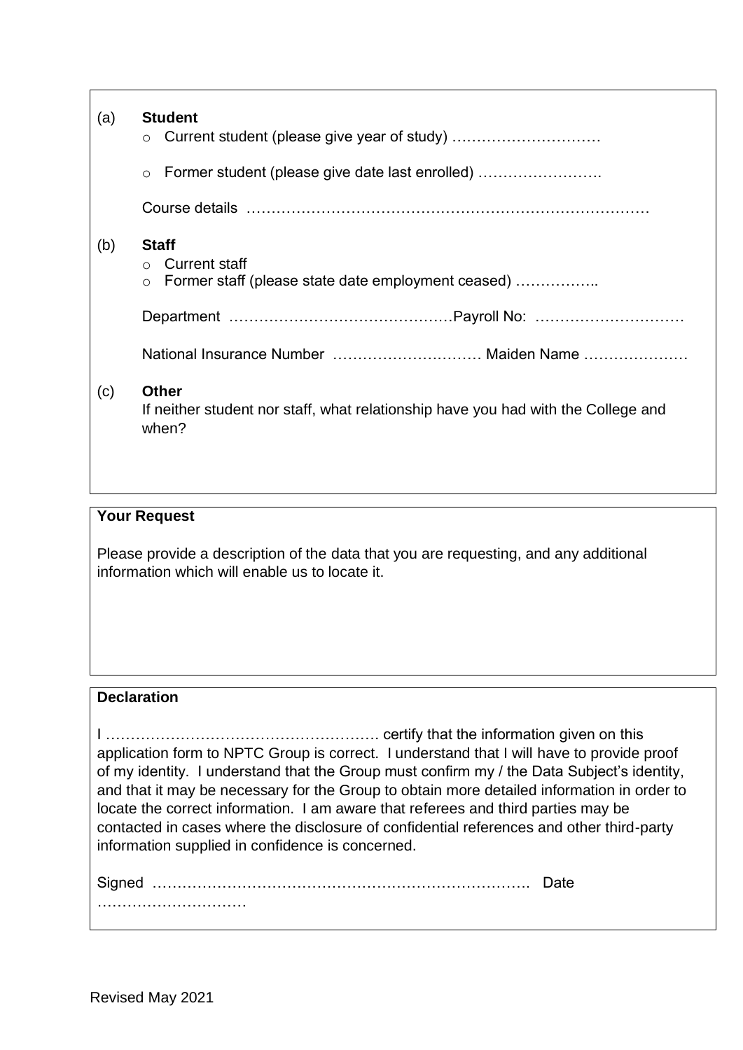(a) **Student**

- Current student (please give year of study) …………………………
- Former student (please give date last enrolled) …………………….

Course details ………………………………………………………………………

(b) **Staff**

- Current staff
- Former staff (please state date employment ceased) ……………..

Department ………………………………………Payroll No: …………………………

National Insurance Number ………………………… Maiden Name …………………

(c) **Other**

If neither student nor staff, what relationship have you had with the College and when?

**Your Request**

Please provide a description of the data that you are requesting, and any additional information which will enable us to locate it.

**Declaration**

I ………………………………………………. certify that the information given on this application form to NPTC Group is correct. I understand that I will have to provide proof of my identity. I understand that the Group must confirm my / the Data Subject's identity, and that it may be necessary for the Group to obtain more detailed information in order to locate the correct information. I am aware that referees and third parties may be contacted in cases where the disclosure of confidential references and other third-party information supplied in confidence is concerned.

Signed ………………………………………………………………… Date …………………………

Revised May 2021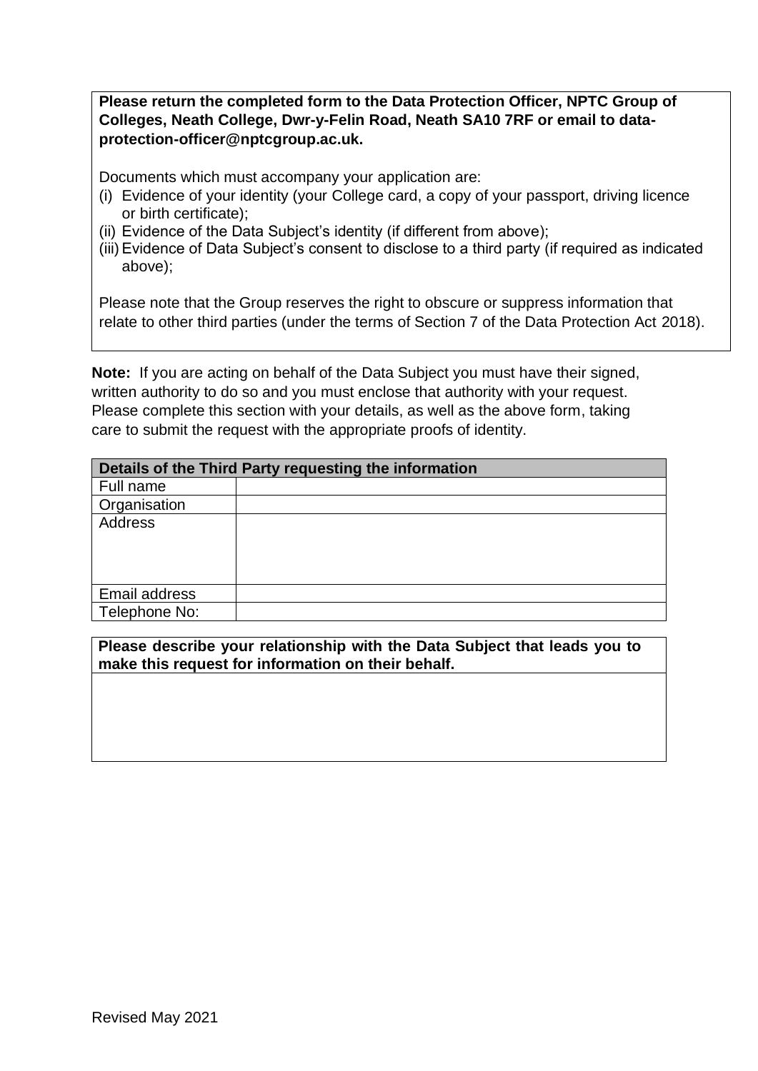**Please return the completed form to the Data Protection Officer, NPTC Group of Colleges, Neath College, Dwr-y-Felin Road, Neath SA10 7RF or email to data-protection-officer@nptcgroup.ac.uk.**

Documents which must accompany your application are:

(i) Evidence of your identity (your College card, a copy of your passport, driving licence or birth certificate);
(ii) Evidence of the Data Subject's identity (if different from above);
(iii) Evidence of Data Subject's consent to disclose to a third party (if required as indicated above);

Please note that the Group reserves the right to obscure or suppress information that relate to other third parties (under the terms of Section 7 of the Data Protection Act 2018).

**Note:** If you are acting on behalf of the Data Subject you must have their signed, written authority to do so and you must enclose that authority with your request. Please complete this section with your details, as well as the above form, taking care to submit the request with the appropriate proofs of identity.

| **Details of the Third Party requesting the information** | |
|---|---|
| Full name | |
| Organisation | |
| Address | |
| Email address | |
| Telephone No: | |

| **Please describe your relationship with the Data Subject that leads you to make this request for information on their behalf.** |
|---|
| |

Revised May 2021